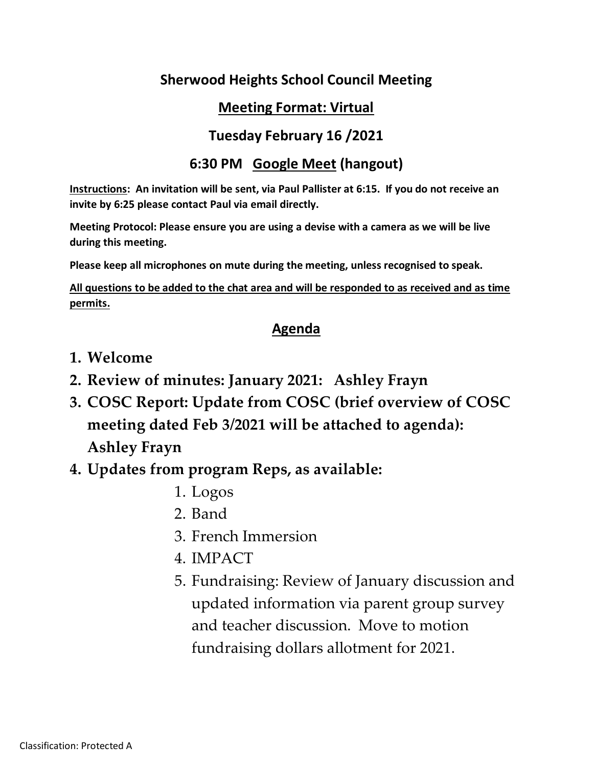# Sherwood Heights School Council Meeting

## Meeting Format: Virtual

## Tuesday February 16 /2021

## 6:30 PM Google Meet (hangout)

**Instructions: An invitation will be sent, via Paul Pallister at 6:15. If you do not receive an invite by 6:25 please contact Paul via email directly.**

**Meeting Protocol: Please ensure you are using a devise with a camera as we will be live during this meeting.**

**Please keep all microphones on mute during the meeting, unless recognised to speak.**

**All questions to be added to the chat area and will be responded to as received and as time permits.**

## Agenda

1. **Welcome**
2. **Review of minutes: January 2021: Ashley Frayn**
3. **COSC Report: Update from COSC (brief overview of COSC meeting dated Feb 3/2021 will be attached to agenda): Ashley Frayn**
4. **Updates from program Reps, as available:**
    1. Logos
    2. Band
    3. French Immersion
    4. IMPACT
    5. Fundraising: Review of January discussion and updated information via parent group survey and teacher discussion. Move to motion fundraising dollars allotment for 2021.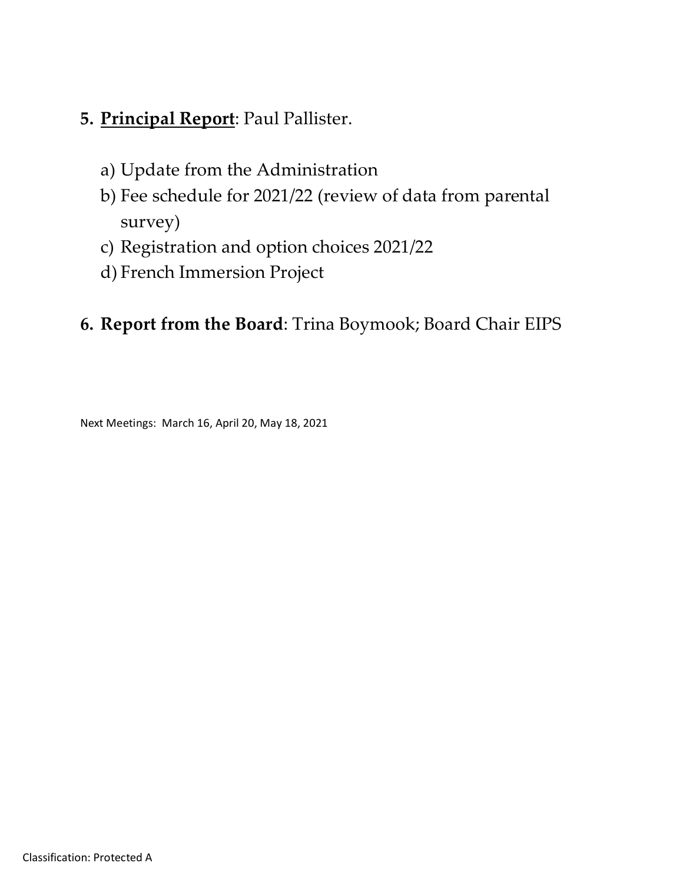5. **<u>Principal Report</u>**: Paul Pallister.

    a) Update from the Administration
    b) Fee schedule for 2021/22 (review of data from parental survey)
    c) Registration and option choices 2021/22
    d) French Immersion Project

6. **Report from the Board**: Trina Boymook; Board Chair EIPS

Next Meetings: March 16, April 20, May 18, 2021

Classification: Protected A